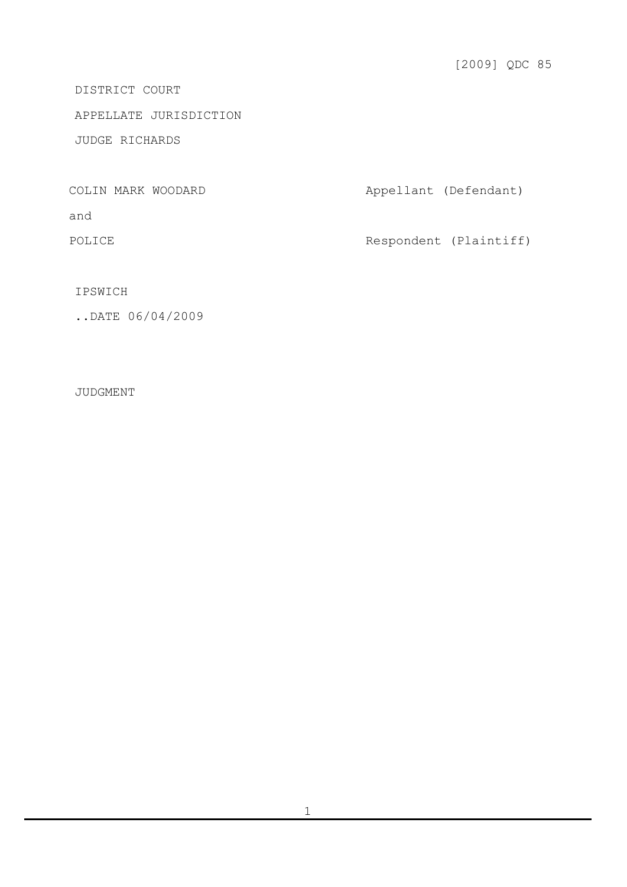[2009] QDC 85

DISTRICT COURT

APPELLATE JURISDICTION

JUDGE RICHARDS

| | |
|---|---|
| COLIN MARK WOODARD | Appellant (Defendant) |
| and | |
| POLICE | Respondent (Plaintiff) |

IPSWICH

..DATE 06/04/2009

JUDGMENT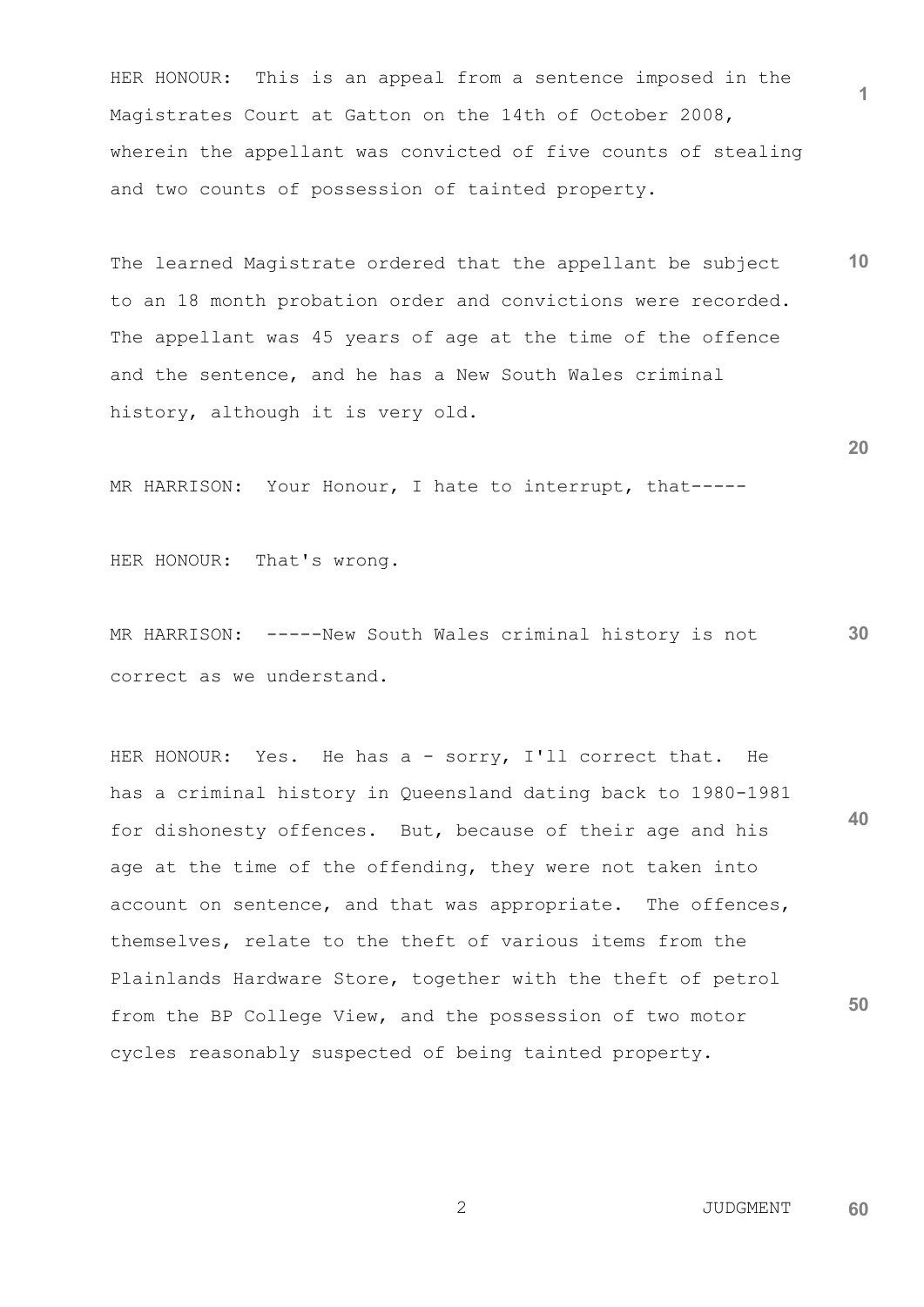HER HONOUR: This is an appeal from a sentence imposed in the Magistrates Court at Gatton on the 14th of October 2008, wherein the appellant was convicted of five counts of stealing and two counts of possession of tainted property.

The learned Magistrate ordered that the appellant be subject to an 18 month probation order and convictions were recorded. The appellant was 45 years of age at the time of the offence and the sentence, and he has a New South Wales criminal history, although it is very old.

MR HARRISON: Your Honour, I hate to interrupt, that-----

HER HONOUR: That's wrong.

MR HARRISON: -----New South Wales criminal history is not correct as we understand.

HER HONOUR: Yes. He has a - sorry, I'll correct that. He has a criminal history in Queensland dating back to 1980-1981 for dishonesty offences. But, because of their age and his age at the time of the offending, they were not taken into account on sentence, and that was appropriate. The offences, themselves, relate to the theft of various items from the Plainlands Hardware Store, together with the theft of petrol from the BP College View, and the possession of two motor cycles reasonably suspected of being tainted property.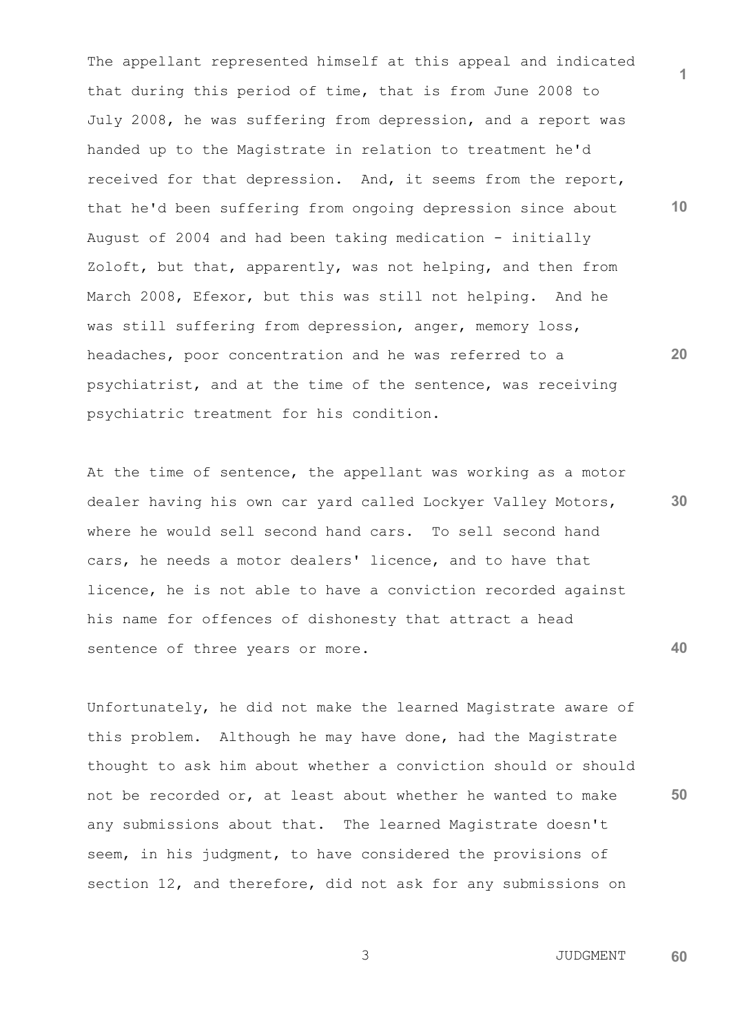The appellant represented himself at this appeal and indicated that during this period of time, that is from June 2008 to July 2008, he was suffering from depression, and a report was handed up to the Magistrate in relation to treatment he'd received for that depression. And, it seems from the report, that he'd been suffering from ongoing depression since about August of 2004 and had been taking medication - initially Zoloft, but that, apparently, was not helping, and then from March 2008, Efexor, but this was still not helping. And he was still suffering from depression, anger, memory loss, headaches, poor concentration and he was referred to a psychiatrist, and at the time of the sentence, was receiving psychiatric treatment for his condition.

At the time of sentence, the appellant was working as a motor dealer having his own car yard called Lockyer Valley Motors, where he would sell second hand cars. To sell second hand cars, he needs a motor dealers' licence, and to have that licence, he is not able to have a conviction recorded against his name for offences of dishonesty that attract a head sentence of three years or more.

Unfortunately, he did not make the learned Magistrate aware of this problem. Although he may have done, had the Magistrate thought to ask him about whether a conviction should or should not be recorded or, at least about whether he wanted to make any submissions about that. The learned Magistrate doesn't seem, in his judgment, to have considered the provisions of section 12, and therefore, did not ask for any submissions on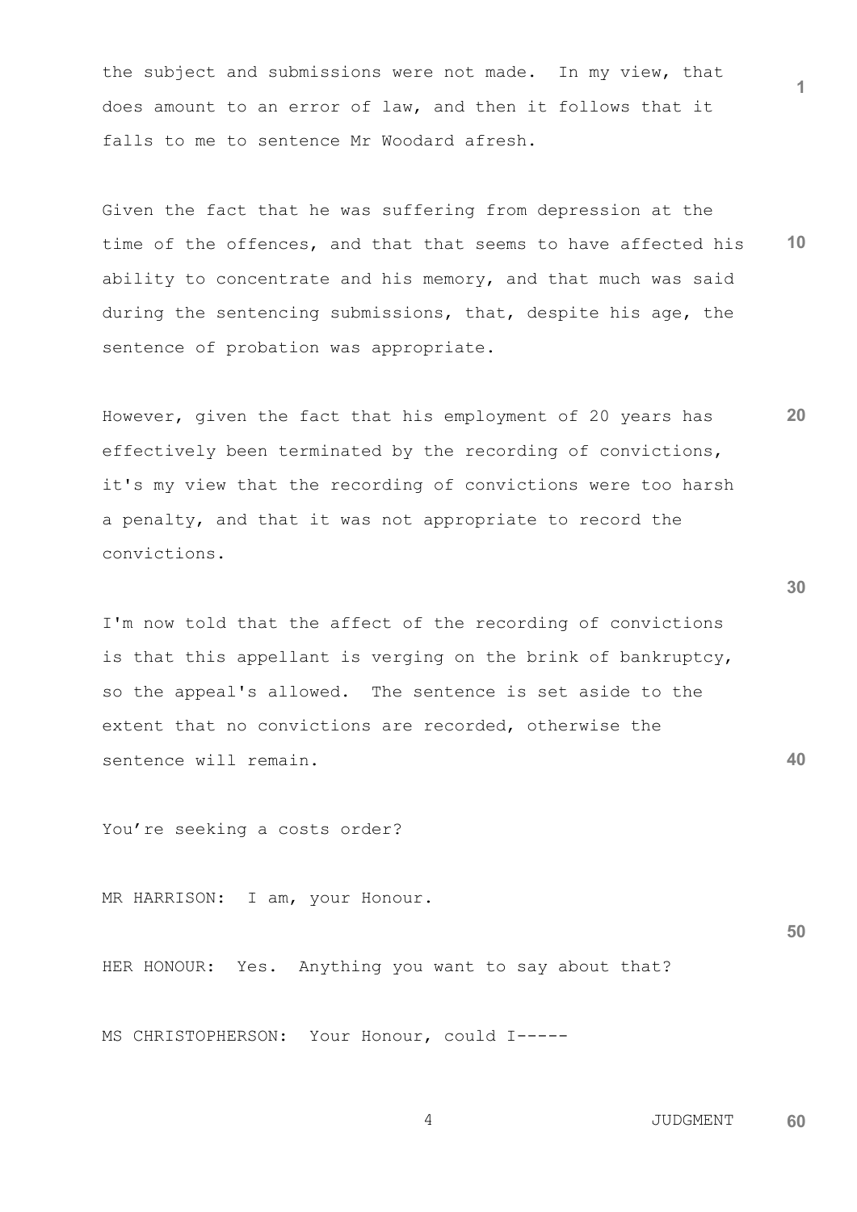the subject and submissions were not made. In my view, that does amount to an error of law, and then it follows that it falls to me to sentence Mr Woodard afresh.

Given the fact that he was suffering from depression at the time of the offences, and that that seems to have affected his ability to concentrate and his memory, and that much was said during the sentencing submissions, that, despite his age, the sentence of probation was appropriate.

However, given the fact that his employment of 20 years has effectively been terminated by the recording of convictions, it's my view that the recording of convictions were too harsh a penalty, and that it was not appropriate to record the convictions.

I'm now told that the affect of the recording of convictions is that this appellant is verging on the brink of bankruptcy, so the appeal's allowed. The sentence is set aside to the extent that no convictions are recorded, otherwise the sentence will remain.

You're seeking a costs order?

MR HARRISON: I am, your Honour.

HER HONOUR: Yes. Anything you want to say about that?

MS CHRISTOPHERSON: Your Honour, could I-----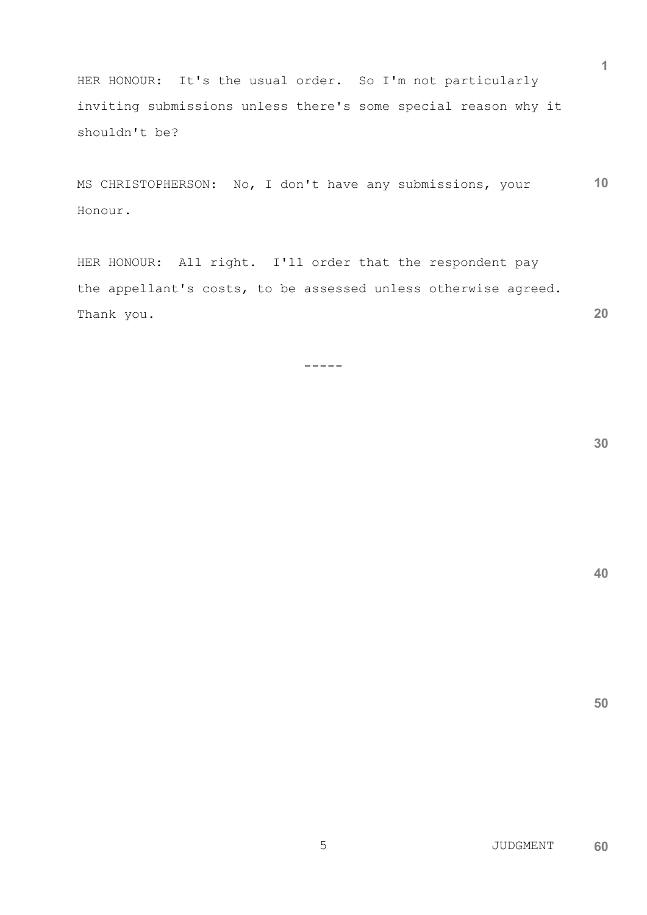HER HONOUR: It's the usual order. So I'm not particularly inviting submissions unless there's some special reason why it shouldn't be?

MS CHRISTOPHERSON: No, I don't have any submissions, your Honour.

HER HONOUR: All right. I'll order that the respondent pay the appellant's costs, to be assessed unless otherwise agreed. Thank you.

-----